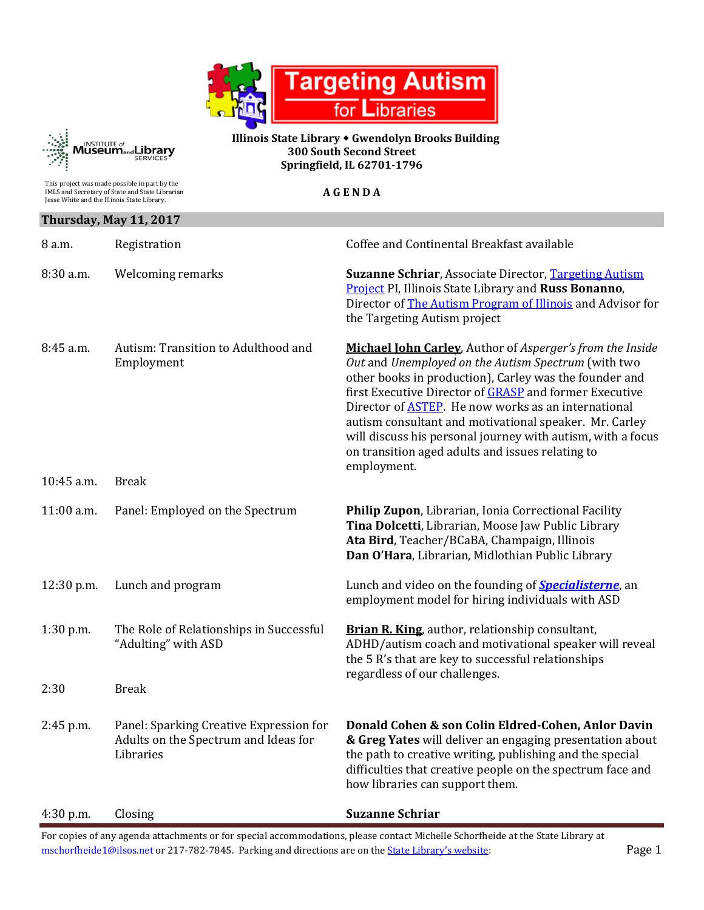# Targeting Autism for Libraries

**Illinois State Library ◆ Gwendolyn Brooks Building**
**300 South Second Street**
**Springfield, IL 62701-1796**

This project was made possible in part by the IMLS and Secretary of State and State Librarian Jesse White and the Illinois State Library.

**A G E N D A**

## Thursday, May 11, 2017

| Time | Session | Details |
|---|---|---|
| 8 a.m. | Registration | Coffee and Continental Breakfast available |
| 8:30 a.m. | Welcoming remarks | **Suzanne Schriar**, Associate Director, Targeting Autism Project PI, Illinois State Library and **Russ Bonanno**, Director of The Autism Program of Illinois and Advisor for the Targeting Autism project |
| 8:45 a.m. | Autism: Transition to Adulthood and Employment | **Michael John Carley**, Author of *Asperger's from the Inside Out* and *Unemployed on the Autism Spectrum* (with two other books in production), Carley was the founder and first Executive Director of GRASP and former Executive Director of ASTEP. He now works as an international autism consultant and motivational speaker. Mr. Carley will discuss his personal journey with autism, with a focus on transition aged adults and issues relating to employment. |
| 10:45 a.m. | Break | |
| 11:00 a.m. | Panel: Employed on the Spectrum | **Philip Zupon**, Librarian, Ionia Correctional Facility<br>**Tina Dolcetti**, Librarian, Moose Jaw Public Library<br>**Ata Bird**, Teacher/BCaBA, Champaign, Illinois<br>**Dan O'Hara**, Librarian, Midlothian Public Library |
| 12:30 p.m. | Lunch and program | Lunch and video on the founding of ***Specialisterne***, an employment model for hiring individuals with ASD |
| 1:30 p.m. | The Role of Relationships in Successful "Adulting" with ASD | **Brian R. King**, author, relationship consultant, ADHD/autism coach and motivational speaker will reveal the 5 R's that are key to successful relationships regardless of our challenges. |
| 2:30 | Break | |
| 2:45 p.m. | Panel: Sparking Creative Expression for Adults on the Spectrum and Ideas for Libraries | **Donald Cohen & son Colin Eldred-Cohen, Anlor Davin & Greg Yates** will deliver an engaging presentation about the path to creative writing, publishing and the special difficulties that creative people on the spectrum face and how libraries can support them. |
| 4:30 p.m. | Closing | **Suzanne Schriar** |

For copies of any agenda attachments or for special accommodations, please contact Michelle Schorfheide at the State Library at mschorfheide1@ilsos.net or 217-782-7845. Parking and directions are on the State Library's website: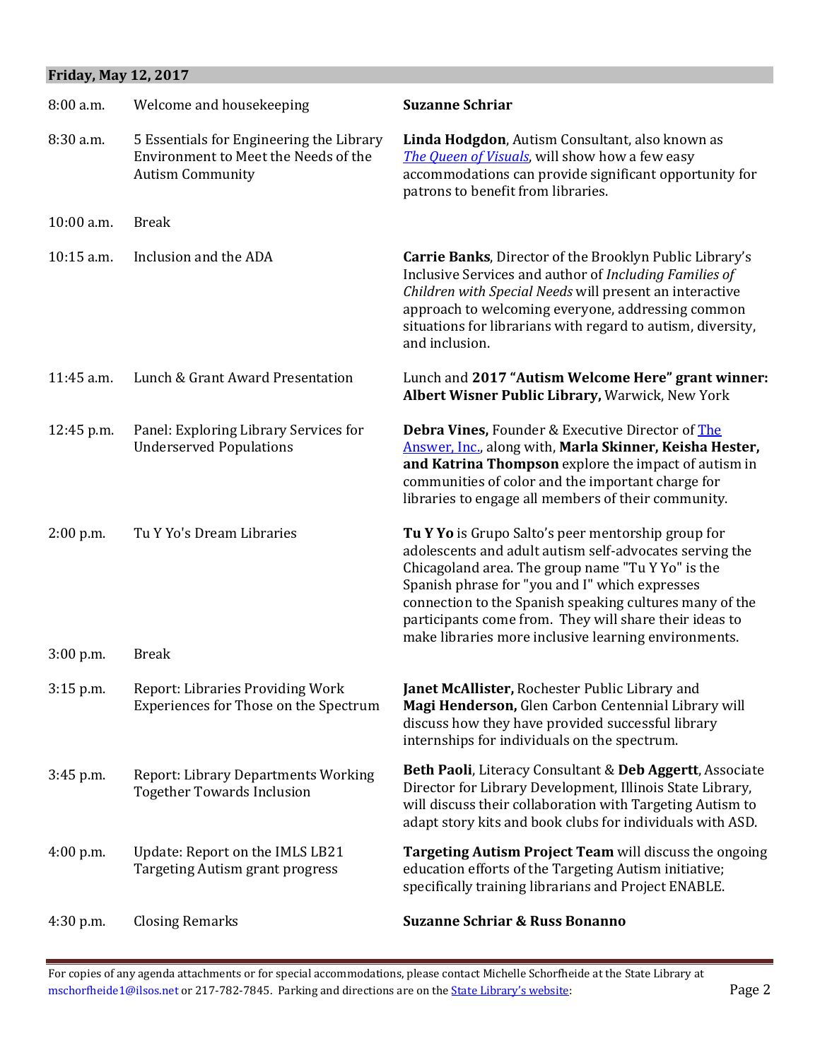## Friday, May 12, 2017

| | | |
|---|---|---|
| 8:00 a.m. | Welcome and housekeeping | **Suzanne Schriar** |
| 8:30 a.m. | 5 Essentials for Engineering the Library Environment to Meet the Needs of the Autism Community | **Linda Hodgdon**, Autism Consultant, also known as *The Queen of Visuals*, will show how a few easy accommodations can provide significant opportunity for patrons to benefit from libraries. |
| 10:00 a.m. | Break | |
| 10:15 a.m. | Inclusion and the ADA | **Carrie Banks**, Director of the Brooklyn Public Library's Inclusive Services and author of *Including Families of Children with Special Needs* will present an interactive approach to welcoming everyone, addressing common situations for librarians with regard to autism, diversity, and inclusion. |
| 11:45 a.m. | Lunch & Grant Award Presentation | Lunch and **2017 "Autism Welcome Here" grant winner: Albert Wisner Public Library,** Warwick, New York |
| 12:45 p.m. | Panel: Exploring Library Services for Underserved Populations | **Debra Vines,** Founder & Executive Director of The Answer, Inc., along with, **Marla Skinner, Keisha Hester, and Katrina Thompson** explore the impact of autism in communities of color and the important charge for libraries to engage all members of their community. |
| 2:00 p.m. | Tu Y Yo's Dream Libraries | **Tu Y Yo** is Grupo Salto's peer mentorship group for adolescents and adult autism self-advocates serving the Chicagoland area. The group name "Tu Y Yo" is the Spanish phrase for "you and I" which expresses connection to the Spanish speaking cultures many of the participants come from. They will share their ideas to make libraries more inclusive learning environments. |
| 3:00 p.m. | Break | |
| 3:15 p.m. | Report: Libraries Providing Work Experiences for Those on the Spectrum | **Janet McAllister,** Rochester Public Library and **Magi Henderson,** Glen Carbon Centennial Library will discuss how they have provided successful library internships for individuals on the spectrum. |
| 3:45 p.m. | Report: Library Departments Working Together Towards Inclusion | **Beth Paoli**, Literacy Consultant & **Deb Aggertt**, Associate Director for Library Development, Illinois State Library, will discuss their collaboration with Targeting Autism to adapt story kits and book clubs for individuals with ASD. |
| 4:00 p.m. | Update: Report on the IMLS LB21 Targeting Autism grant progress | **Targeting Autism Project Team** will discuss the ongoing education efforts of the Targeting Autism initiative; specifically training librarians and Project ENABLE. |
| 4:30 p.m. | Closing Remarks | **Suzanne Schriar & Russ Bonanno** |

For copies of any agenda attachments or for special accommodations, please contact Michelle Schorfheide at the State Library at mschorfheide1@ilsos.net or 217-782-7845. Parking and directions are on the State Library's website: